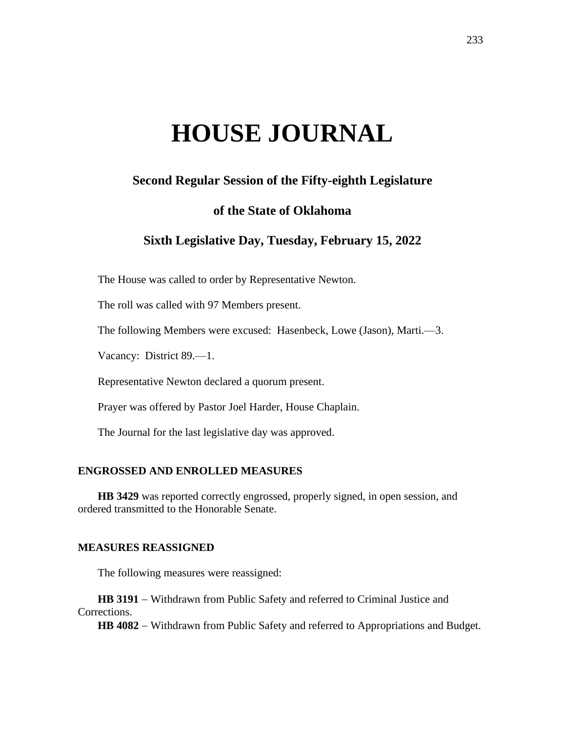# HOUSE JOURNAL

## Second Regular Session of the Fifty-eighth Legislature

## of the State of Oklahoma

## Sixth Legislative Day, Tuesday, February 15, 2022

The House was called to order by Representative Newton.

The roll was called with 97 Members present.

The following Members were excused: Hasenbeck, Lowe (Jason), Marti.—3.

Vacancy: District 89.—1.

Representative Newton declared a quorum present.

Prayer was offered by Pastor Joel Harder, House Chaplain.

The Journal for the last legislative day was approved.

### ENGROSSED AND ENROLLED MEASURES

**HB 3429** was reported correctly engrossed, properly signed, in open session, and ordered transmitted to the Honorable Senate.

### MEASURES REASSIGNED

The following measures were reassigned:

**HB 3191** – Withdrawn from Public Safety and referred to Criminal Justice and Corrections.

**HB 4082** – Withdrawn from Public Safety and referred to Appropriations and Budget.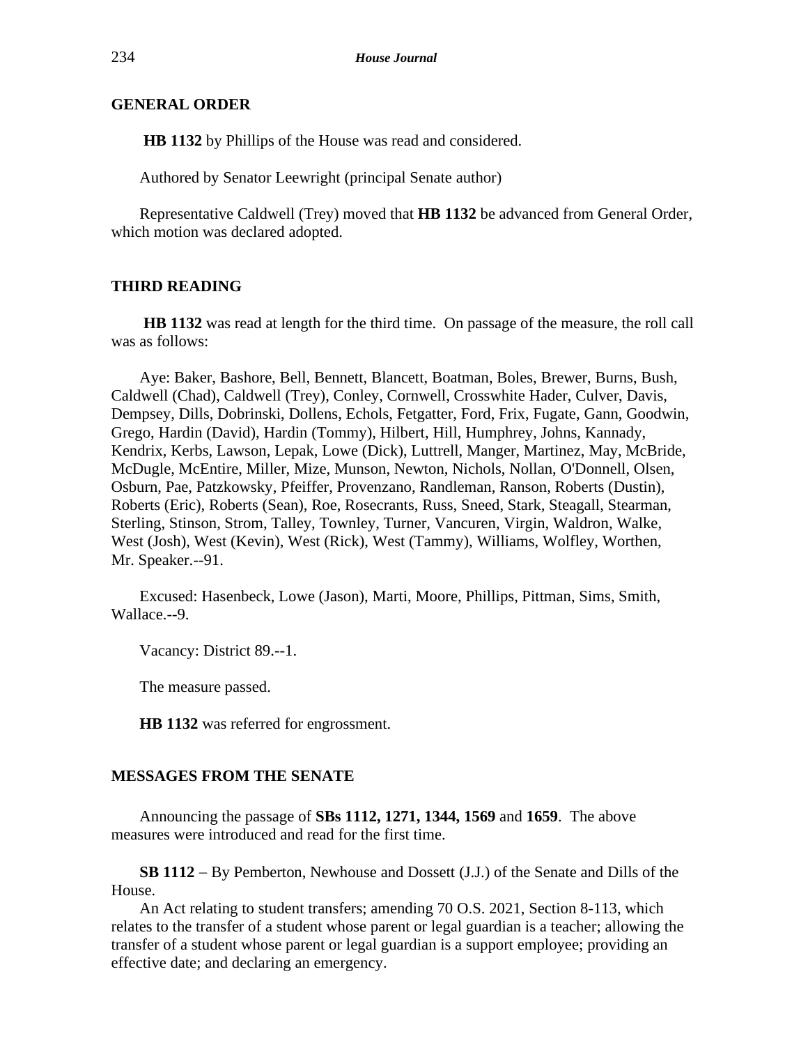## GENERAL ORDER

**HB 1132** by Phillips of the House was read and considered.

Authored by Senator Leewright (principal Senate author)

Representative Caldwell (Trey) moved that **HB 1132** be advanced from General Order, which motion was declared adopted.

## THIRD READING

**HB 1132** was read at length for the third time. On passage of the measure, the roll call was as follows:

Aye: Baker, Bashore, Bell, Bennett, Blancett, Boatman, Boles, Brewer, Burns, Bush, Caldwell (Chad), Caldwell (Trey), Conley, Cornwell, Crosswhite Hader, Culver, Davis, Dempsey, Dills, Dobrinski, Dollens, Echols, Fetgatter, Ford, Frix, Fugate, Gann, Goodwin, Grego, Hardin (David), Hardin (Tommy), Hilbert, Hill, Humphrey, Johns, Kannady, Kendrix, Kerbs, Lawson, Lepak, Lowe (Dick), Luttrell, Manger, Martinez, May, McBride, McDugle, McEntire, Miller, Mize, Munson, Newton, Nichols, Nollan, O'Donnell, Olsen, Osburn, Pae, Patzkowsky, Pfeiffer, Provenzano, Randleman, Ranson, Roberts (Dustin), Roberts (Eric), Roberts (Sean), Roe, Rosecrants, Russ, Sneed, Stark, Steagall, Stearman, Sterling, Stinson, Strom, Talley, Townley, Turner, Vancuren, Virgin, Waldron, Walke, West (Josh), West (Kevin), West (Rick), West (Tammy), Williams, Wolfley, Worthen, Mr. Speaker.--91.

Excused: Hasenbeck, Lowe (Jason), Marti, Moore, Phillips, Pittman, Sims, Smith, Wallace.--9.

Vacancy: District 89.--1.

The measure passed.

**HB 1132** was referred for engrossment.

## MESSAGES FROM THE SENATE

Announcing the passage of **SBs 1112, 1271, 1344, 1569** and **1659**. The above measures were introduced and read for the first time.

**SB 1112** – By Pemberton, Newhouse and Dossett (J.J.) of the Senate and Dills of the House.

An Act relating to student transfers; amending 70 O.S. 2021, Section 8-113, which relates to the transfer of a student whose parent or legal guardian is a teacher; allowing the transfer of a student whose parent or legal guardian is a support employee; providing an effective date; and declaring an emergency.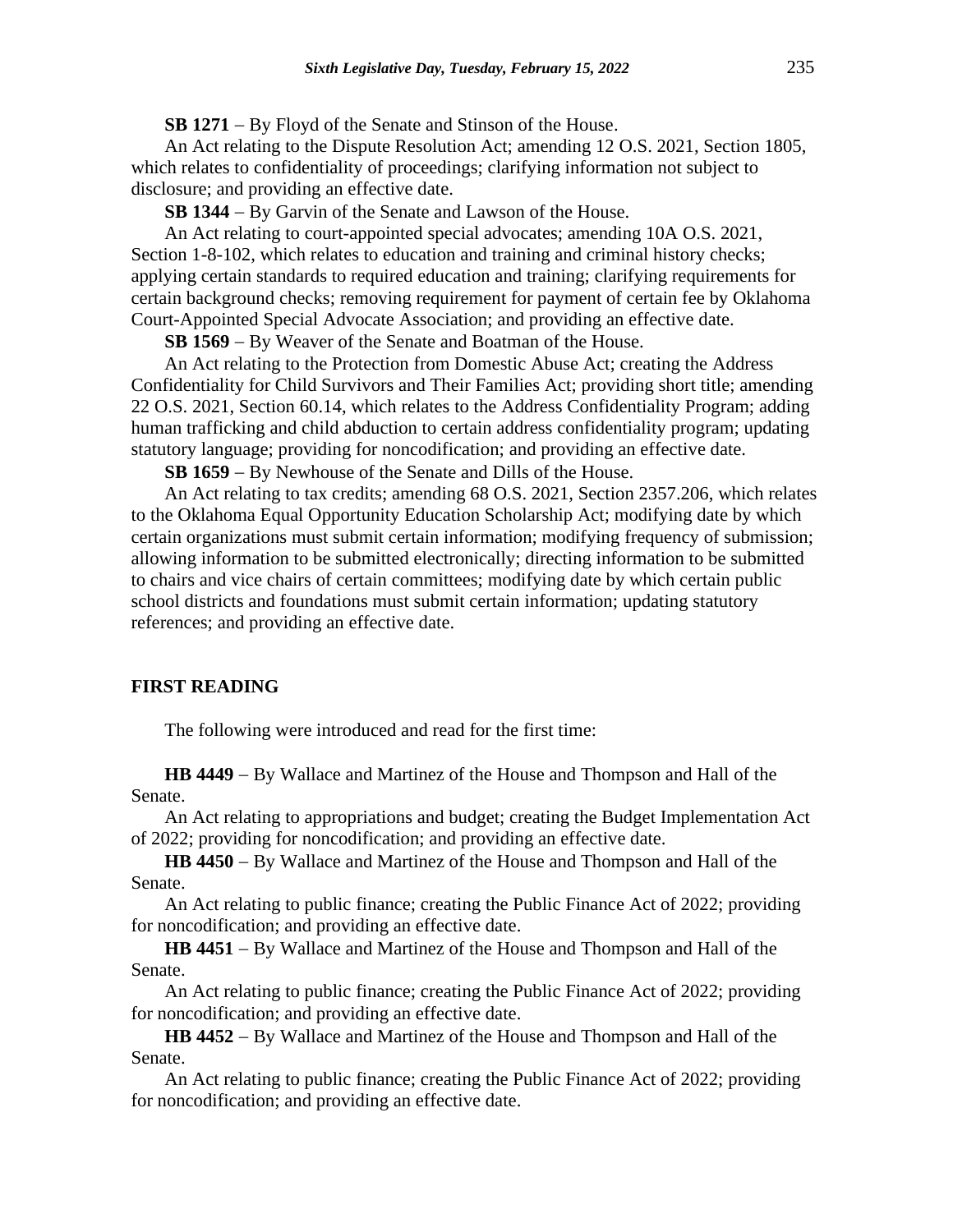**SB 1271** − By Floyd of the Senate and Stinson of the House.

An Act relating to the Dispute Resolution Act; amending 12 O.S. 2021, Section 1805, which relates to confidentiality of proceedings; clarifying information not subject to disclosure; and providing an effective date.

**SB 1344** − By Garvin of the Senate and Lawson of the House.

An Act relating to court-appointed special advocates; amending 10A O.S. 2021, Section 1-8-102, which relates to education and training and criminal history checks; applying certain standards to required education and training; clarifying requirements for certain background checks; removing requirement for payment of certain fee by Oklahoma Court-Appointed Special Advocate Association; and providing an effective date.

**SB 1569** − By Weaver of the Senate and Boatman of the House.

An Act relating to the Protection from Domestic Abuse Act; creating the Address Confidentiality for Child Survivors and Their Families Act; providing short title; amending 22 O.S. 2021, Section 60.14, which relates to the Address Confidentiality Program; adding human trafficking and child abduction to certain address confidentiality program; updating statutory language; providing for noncodification; and providing an effective date.

**SB 1659** − By Newhouse of the Senate and Dills of the House.

An Act relating to tax credits; amending 68 O.S. 2021, Section 2357.206, which relates to the Oklahoma Equal Opportunity Education Scholarship Act; modifying date by which certain organizations must submit certain information; modifying frequency of submission; allowing information to be submitted electronically; directing information to be submitted to chairs and vice chairs of certain committees; modifying date by which certain public school districts and foundations must submit certain information; updating statutory references; and providing an effective date.

## FIRST READING

The following were introduced and read for the first time:

**HB 4449** − By Wallace and Martinez of the House and Thompson and Hall of the Senate.

An Act relating to appropriations and budget; creating the Budget Implementation Act of 2022; providing for noncodification; and providing an effective date.

**HB 4450** − By Wallace and Martinez of the House and Thompson and Hall of the Senate.

An Act relating to public finance; creating the Public Finance Act of 2022; providing for noncodification; and providing an effective date.

**HB 4451** − By Wallace and Martinez of the House and Thompson and Hall of the Senate.

An Act relating to public finance; creating the Public Finance Act of 2022; providing for noncodification; and providing an effective date.

**HB 4452** − By Wallace and Martinez of the House and Thompson and Hall of the Senate.

An Act relating to public finance; creating the Public Finance Act of 2022; providing for noncodification; and providing an effective date.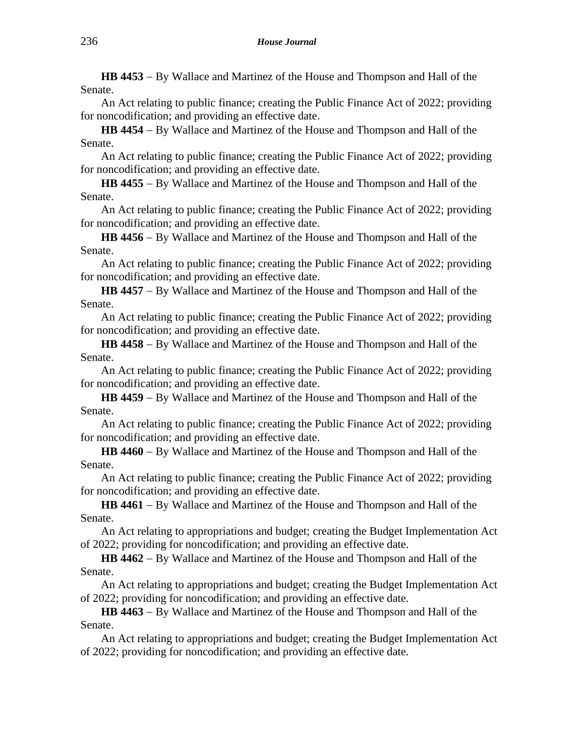**HB 4453** – By Wallace and Martinez of the House and Thompson and Hall of the Senate.

An Act relating to public finance; creating the Public Finance Act of 2022; providing for noncodification; and providing an effective date.

**HB 4454** – By Wallace and Martinez of the House and Thompson and Hall of the Senate.

An Act relating to public finance; creating the Public Finance Act of 2022; providing for noncodification; and providing an effective date.

**HB 4455** – By Wallace and Martinez of the House and Thompson and Hall of the Senate.

An Act relating to public finance; creating the Public Finance Act of 2022; providing for noncodification; and providing an effective date.

**HB 4456** – By Wallace and Martinez of the House and Thompson and Hall of the Senate.

An Act relating to public finance; creating the Public Finance Act of 2022; providing for noncodification; and providing an effective date.

**HB 4457** – By Wallace and Martinez of the House and Thompson and Hall of the Senate.

An Act relating to public finance; creating the Public Finance Act of 2022; providing for noncodification; and providing an effective date.

**HB 4458** – By Wallace and Martinez of the House and Thompson and Hall of the Senate.

An Act relating to public finance; creating the Public Finance Act of 2022; providing for noncodification; and providing an effective date.

**HB 4459** – By Wallace and Martinez of the House and Thompson and Hall of the Senate.

An Act relating to public finance; creating the Public Finance Act of 2022; providing for noncodification; and providing an effective date.

**HB 4460** – By Wallace and Martinez of the House and Thompson and Hall of the Senate.

An Act relating to public finance; creating the Public Finance Act of 2022; providing for noncodification; and providing an effective date.

**HB 4461** – By Wallace and Martinez of the House and Thompson and Hall of the Senate.

An Act relating to appropriations and budget; creating the Budget Implementation Act of 2022; providing for noncodification; and providing an effective date.

**HB 4462** – By Wallace and Martinez of the House and Thompson and Hall of the Senate.

An Act relating to appropriations and budget; creating the Budget Implementation Act of 2022; providing for noncodification; and providing an effective date.

**HB 4463** – By Wallace and Martinez of the House and Thompson and Hall of the Senate.

An Act relating to appropriations and budget; creating the Budget Implementation Act of 2022; providing for noncodification; and providing an effective date.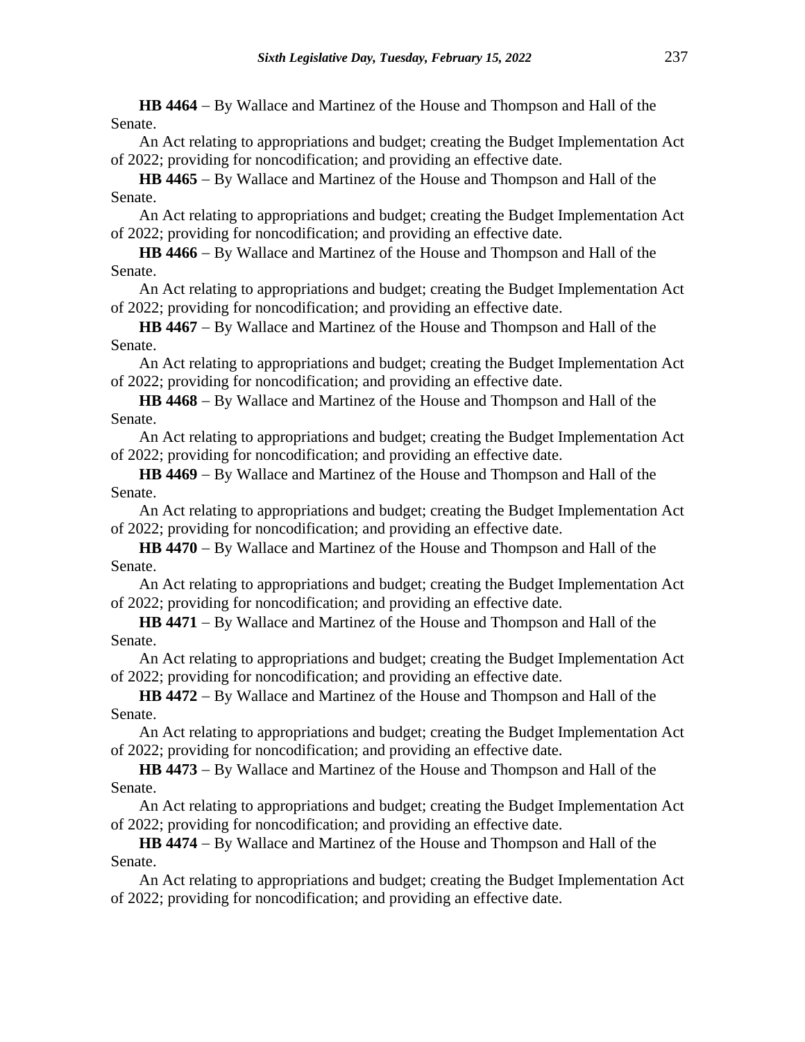**HB 4464** − By Wallace and Martinez of the House and Thompson and Hall of the Senate.

An Act relating to appropriations and budget; creating the Budget Implementation Act of 2022; providing for noncodification; and providing an effective date.

**HB 4465** − By Wallace and Martinez of the House and Thompson and Hall of the Senate.

An Act relating to appropriations and budget; creating the Budget Implementation Act of 2022; providing for noncodification; and providing an effective date.

**HB 4466** − By Wallace and Martinez of the House and Thompson and Hall of the Senate.

An Act relating to appropriations and budget; creating the Budget Implementation Act of 2022; providing for noncodification; and providing an effective date.

**HB 4467** − By Wallace and Martinez of the House and Thompson and Hall of the Senate.

An Act relating to appropriations and budget; creating the Budget Implementation Act of 2022; providing for noncodification; and providing an effective date.

**HB 4468** − By Wallace and Martinez of the House and Thompson and Hall of the Senate.

An Act relating to appropriations and budget; creating the Budget Implementation Act of 2022; providing for noncodification; and providing an effective date.

**HB 4469** − By Wallace and Martinez of the House and Thompson and Hall of the Senate.

An Act relating to appropriations and budget; creating the Budget Implementation Act of 2022; providing for noncodification; and providing an effective date.

**HB 4470** − By Wallace and Martinez of the House and Thompson and Hall of the Senate.

An Act relating to appropriations and budget; creating the Budget Implementation Act of 2022; providing for noncodification; and providing an effective date.

**HB 4471** − By Wallace and Martinez of the House and Thompson and Hall of the Senate.

An Act relating to appropriations and budget; creating the Budget Implementation Act of 2022; providing for noncodification; and providing an effective date.

**HB 4472** − By Wallace and Martinez of the House and Thompson and Hall of the Senate.

An Act relating to appropriations and budget; creating the Budget Implementation Act of 2022; providing for noncodification; and providing an effective date.

**HB 4473** − By Wallace and Martinez of the House and Thompson and Hall of the Senate.

An Act relating to appropriations and budget; creating the Budget Implementation Act of 2022; providing for noncodification; and providing an effective date.

**HB 4474** − By Wallace and Martinez of the House and Thompson and Hall of the Senate.

An Act relating to appropriations and budget; creating the Budget Implementation Act of 2022; providing for noncodification; and providing an effective date.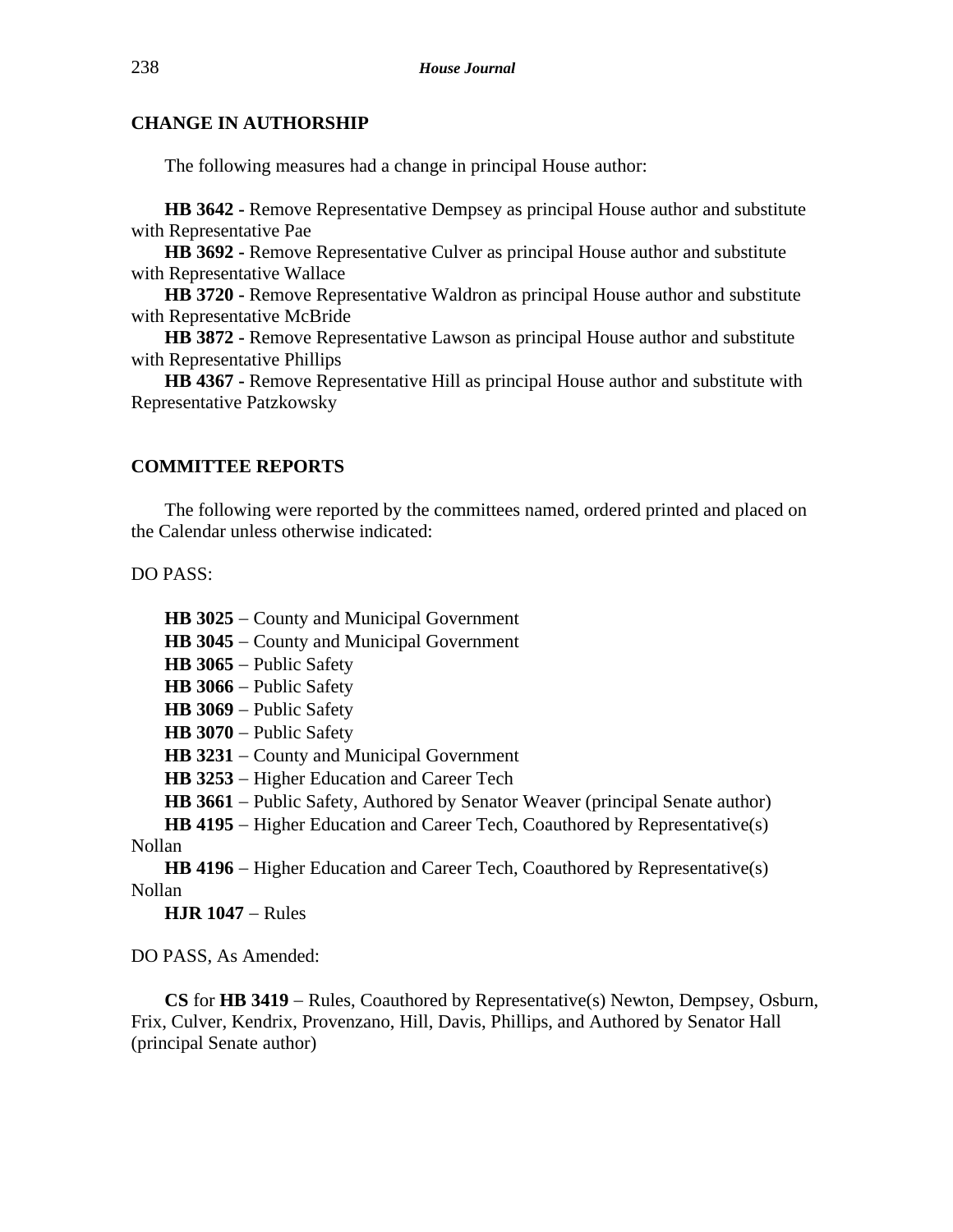## CHANGE IN AUTHORSHIP

The following measures had a change in principal House author:

**HB 3642 -** Remove Representative Dempsey as principal House author and substitute with Representative Pae

**HB 3692 -** Remove Representative Culver as principal House author and substitute with Representative Wallace

**HB 3720 -** Remove Representative Waldron as principal House author and substitute with Representative McBride

**HB 3872 -** Remove Representative Lawson as principal House author and substitute with Representative Phillips

**HB 4367 -** Remove Representative Hill as principal House author and substitute with Representative Patzkowsky

## COMMITTEE REPORTS

The following were reported by the committees named, ordered printed and placed on the Calendar unless otherwise indicated:

DO PASS:

**HB 3025** – County and Municipal Government

**HB 3045** – County and Municipal Government

**HB 3065** – Public Safety

**HB 3066** – Public Safety

**HB 3069** – Public Safety

**HB 3070** – Public Safety

**HB 3231** – County and Municipal Government

**HB 3253** – Higher Education and Career Tech

**HB 3661** – Public Safety, Authored by Senator Weaver (principal Senate author)

**HB 4195** – Higher Education and Career Tech, Coauthored by Representative(s) Nollan

**HB 4196** – Higher Education and Career Tech, Coauthored by Representative(s) Nollan

**HJR 1047** – Rules

DO PASS, As Amended:

**CS** for **HB 3419** – Rules, Coauthored by Representative(s) Newton, Dempsey, Osburn, Frix, Culver, Kendrix, Provenzano, Hill, Davis, Phillips, and Authored by Senator Hall (principal Senate author)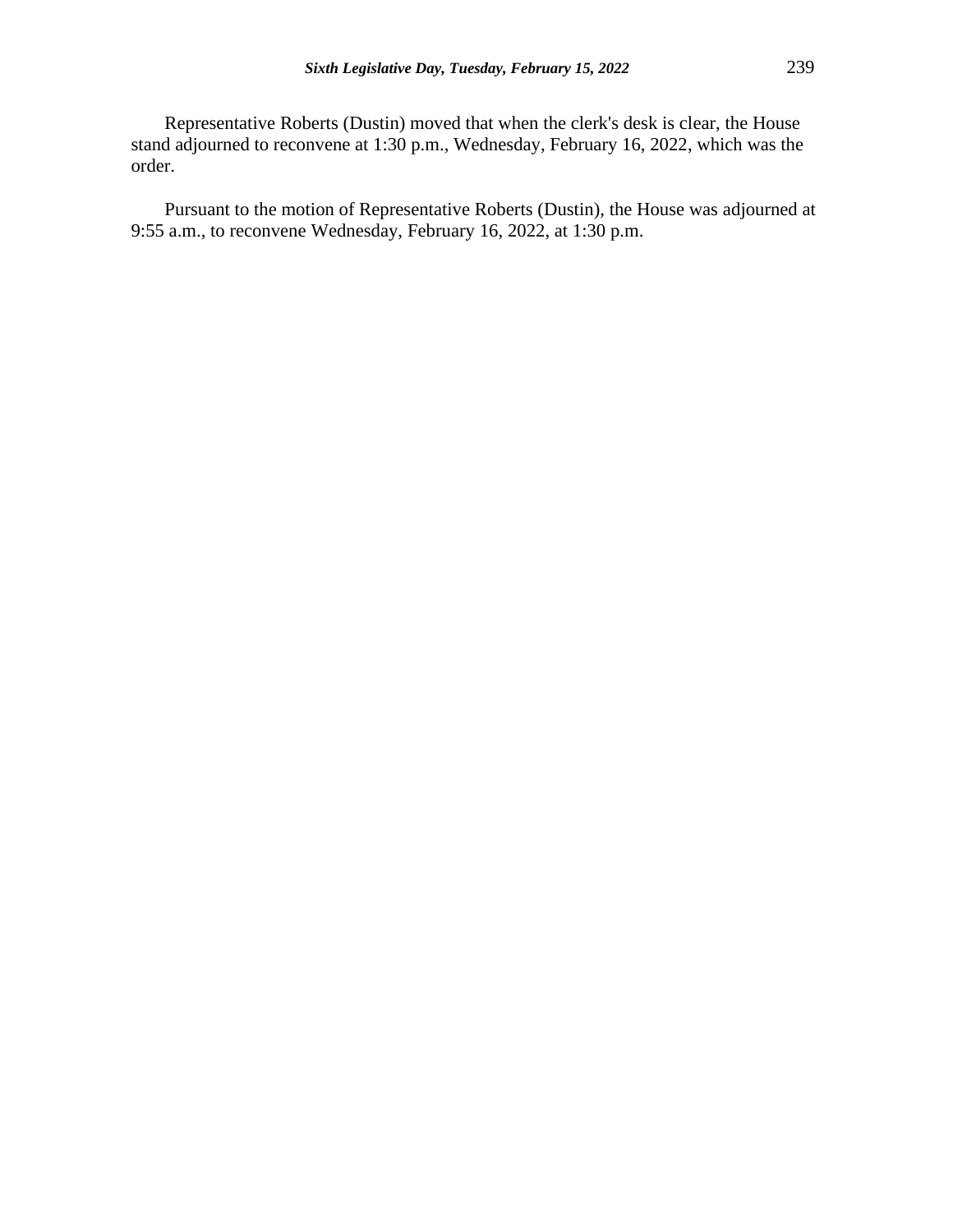Representative Roberts (Dustin) moved that when the clerk's desk is clear, the House stand adjourned to reconvene at 1:30 p.m., Wednesday, February 16, 2022, which was the order.

Pursuant to the motion of Representative Roberts (Dustin), the House was adjourned at 9:55 a.m., to reconvene Wednesday, February 16, 2022, at 1:30 p.m.